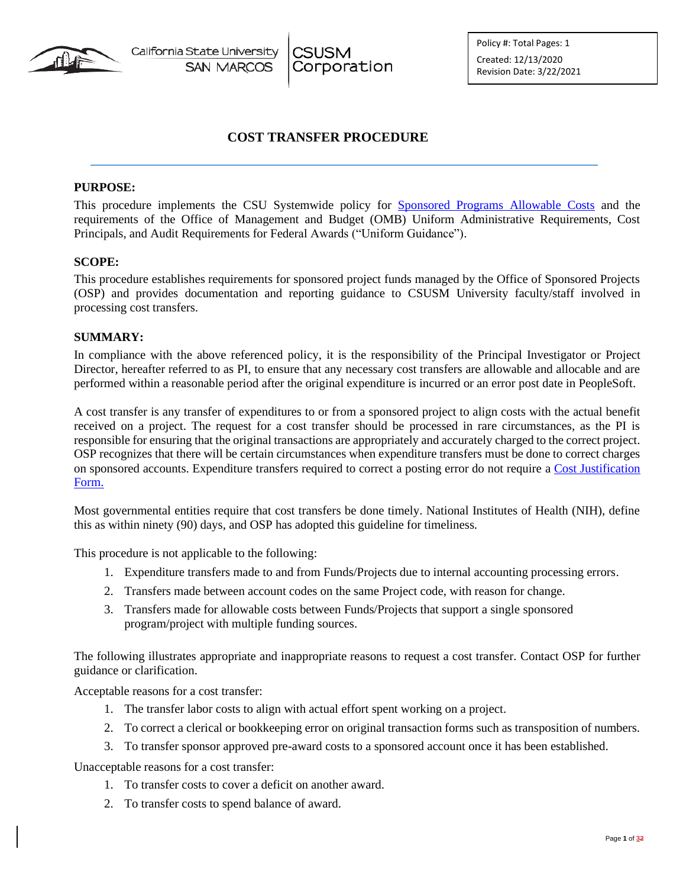California State University SAN MARCOS | CSUSM Corporation

Policy #: Total Pages: 1
Created: 12/13/2020
Revision Date: 3/22/2021

# COST TRANSFER PROCEDURE

**PURPOSE:**

This procedure implements the CSU Systemwide policy for [Sponsored Programs Allowable Costs]() and the requirements of the Office of Management and Budget (OMB) Uniform Administrative Requirements, Cost Principals, and Audit Requirements for Federal Awards ("Uniform Guidance").

**SCOPE:**

This procedure establishes requirements for sponsored project funds managed by the Office of Sponsored Projects (OSP) and provides documentation and reporting guidance to CSUSM University faculty/staff involved in processing cost transfers.

**SUMMARY:**

In compliance with the above referenced policy, it is the responsibility of the Principal Investigator or Project Director, hereafter referred to as PI, to ensure that any necessary cost transfers are allowable and allocable and are performed within a reasonable period after the original expenditure is incurred or an error post date in PeopleSoft.

A cost transfer is any transfer of expenditures to or from a sponsored project to align costs with the actual benefit received on a project. The request for a cost transfer should be processed in rare circumstances, as the PI is responsible for ensuring that the original transactions are appropriately and accurately charged to the correct project. OSP recognizes that there will be certain circumstances when expenditure transfers must be done to correct charges on sponsored accounts. Expenditure transfers required to correct a posting error do not require a [Cost Justification Form.]()

Most governmental entities require that cost transfers be done timely. National Institutes of Health (NIH), define this as within ninety (90) days, and OSP has adopted this guideline for timeliness.

This procedure is not applicable to the following:

1. Expenditure transfers made to and from Funds/Projects due to internal accounting processing errors.
2. Transfers made between account codes on the same Project code, with reason for change.
3. Transfers made for allowable costs between Funds/Projects that support a single sponsored program/project with multiple funding sources.

The following illustrates appropriate and inappropriate reasons to request a cost transfer. Contact OSP for further guidance or clarification.

Acceptable reasons for a cost transfer:

1. The transfer labor costs to align with actual effort spent working on a project.
2. To correct a clerical or bookkeeping error on original transaction forms such as transposition of numbers.
3. To transfer sponsor approved pre-award costs to a sponsored account once it has been established.

Unacceptable reasons for a cost transfer:

1. To transfer costs to cover a deficit on another award.
2. To transfer costs to spend balance of award.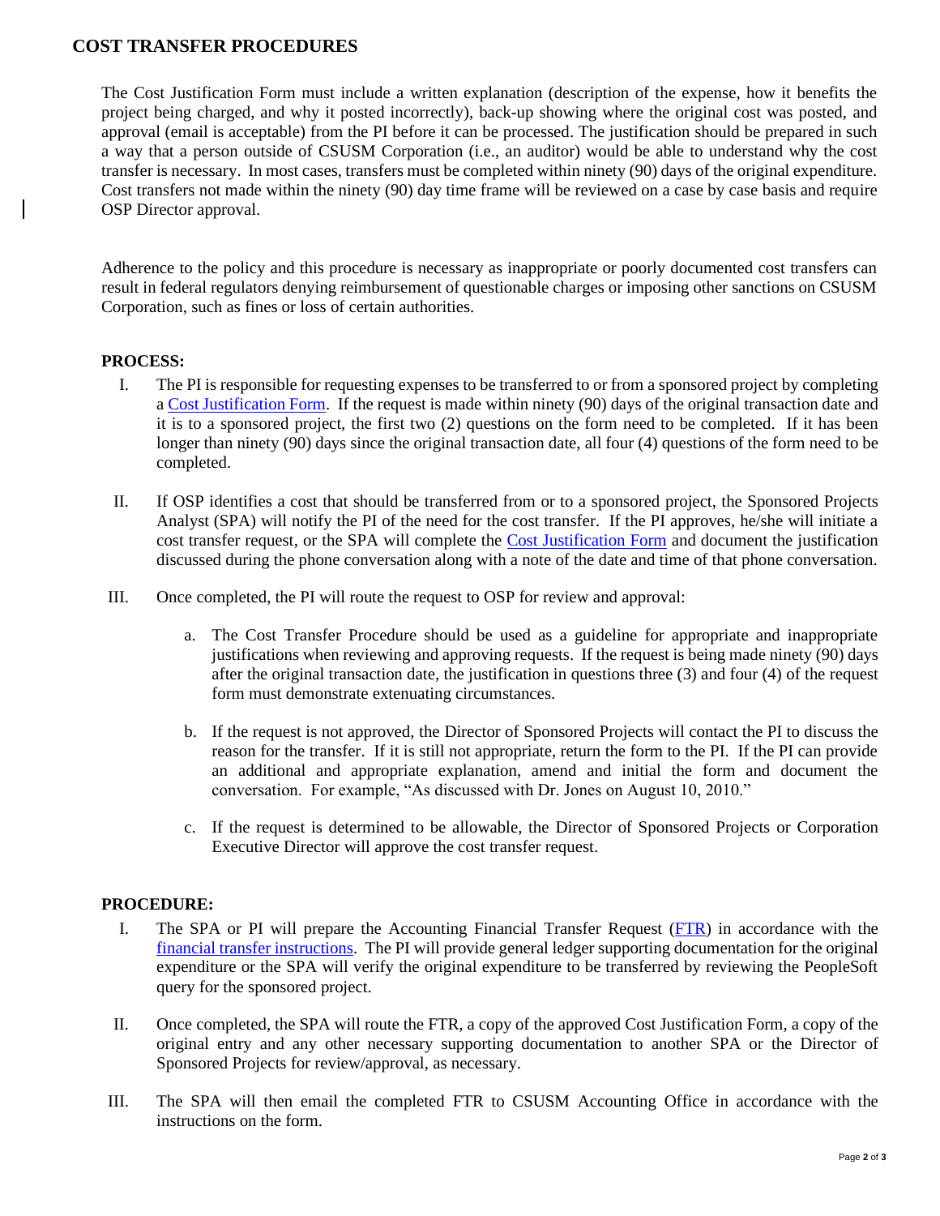## COST TRANSFER PROCEDURES

The Cost Justification Form must include a written explanation (description of the expense, how it benefits the project being charged, and why it posted incorrectly), back-up showing where the original cost was posted, and approval (email is acceptable) from the PI before it can be processed. The justification should be prepared in such a way that a person outside of CSUSM Corporation (i.e., an auditor) would be able to understand why the cost transfer is necessary. In most cases, transfers must be completed within ninety (90) days of the original expenditure. Cost transfers not made within the ninety (90) day time frame will be reviewed on a case by case basis and require OSP Director approval.

Adherence to the policy and this procedure is necessary as inappropriate or poorly documented cost transfers can result in federal regulators denying reimbursement of questionable charges or imposing other sanctions on CSUSM Corporation, such as fines or loss of certain authorities.

### PROCESS:

I. The PI is responsible for requesting expenses to be transferred to or from a sponsored project by completing a Cost Justification Form. If the request is made within ninety (90) days of the original transaction date and it is to a sponsored project, the first two (2) questions on the form need to be completed. If it has been longer than ninety (90) days since the original transaction date, all four (4) questions of the form need to be completed.

II. If OSP identifies a cost that should be transferred from or to a sponsored project, the Sponsored Projects Analyst (SPA) will notify the PI of the need for the cost transfer. If the PI approves, he/she will initiate a cost transfer request, or the SPA will complete the Cost Justification Form and document the justification discussed during the phone conversation along with a note of the date and time of that phone conversation.

III. Once completed, the PI will route the request to OSP for review and approval:

   a. The Cost Transfer Procedure should be used as a guideline for appropriate and inappropriate justifications when reviewing and approving requests. If the request is being made ninety (90) days after the original transaction date, the justification in questions three (3) and four (4) of the request form must demonstrate extenuating circumstances.

   b. If the request is not approved, the Director of Sponsored Projects will contact the PI to discuss the reason for the transfer. If it is still not appropriate, return the form to the PI. If the PI can provide an additional and appropriate explanation, amend and initial the form and document the conversation. For example, "As discussed with Dr. Jones on August 10, 2010."

   c. If the request is determined to be allowable, the Director of Sponsored Projects or Corporation Executive Director will approve the cost transfer request.

### PROCEDURE:

I. The SPA or PI will prepare the Accounting Financial Transfer Request (FTR) in accordance with the financial transfer instructions. The PI will provide general ledger supporting documentation for the original expenditure or the SPA will verify the original expenditure to be transferred by reviewing the PeopleSoft query for the sponsored project.

II. Once completed, the SPA will route the FTR, a copy of the approved Cost Justification Form, a copy of the original entry and any other necessary supporting documentation to another SPA or the Director of Sponsored Projects for review/approval, as necessary.

III. The SPA will then email the completed FTR to CSUSM Accounting Office in accordance with the instructions on the form.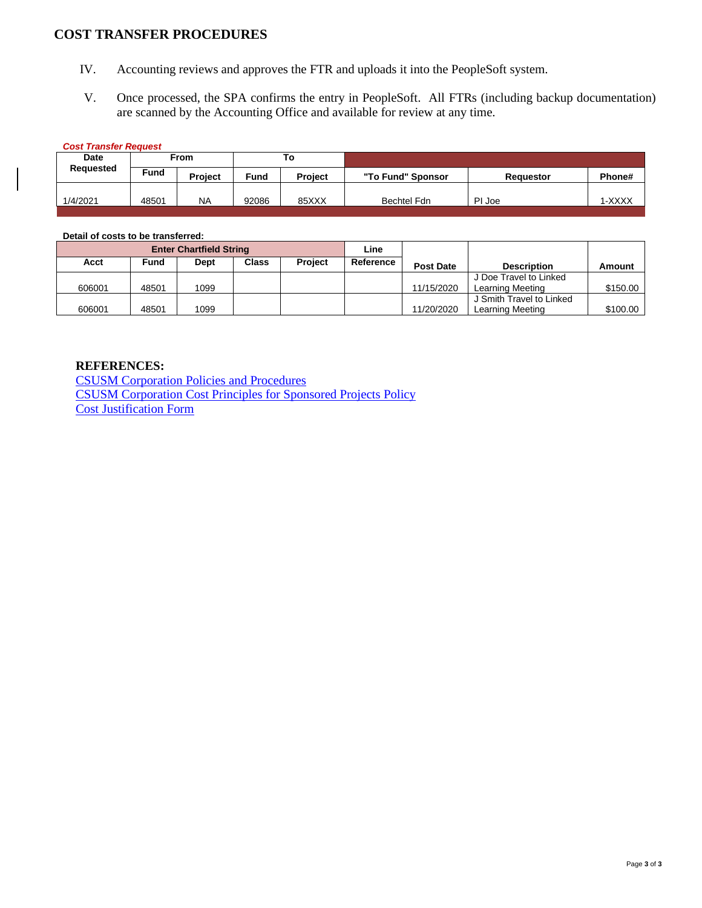## COST TRANSFER PROCEDURES

IV. Accounting reviews and approves the FTR and uploads it into the PeopleSoft system.

V. Once processed, the SPA confirms the entry in PeopleSoft. All FTRs (including backup documentation) are scanned by the Accounting Office and available for review at any time.

***Cost Transfer Request***

| Date Requested | From | | To | | | | |
|---|---|---|---|---|---|---|---|
| | Fund | Project | Fund | Project | "To Fund" Sponsor | Requestor | Phone# |
| 1/4/2021 | 48501 | NA | 92086 | 85XXX | Bechtel Fdn | PI Joe | 1-XXXX |

**Detail of costs to be transferred:**

| Enter Chartfield String | | | | | Line | | | |
|---|---|---|---|---|---|---|---|---|
| Acct | Fund | Dept | Class | Project | Reference | Post Date | Description | Amount |
| 606001 | 48501 | 1099 | | | | 11/15/2020 | J Doe Travel to Linked Learning Meeting | $150.00 |
| 606001 | 48501 | 1099 | | | | 11/20/2020 | J Smith Travel to Linked Learning Meeting | $100.00 |

**REFERENCES:**

CSUSM Corporation Policies and Procedures
CSUSM Corporation Cost Principles for Sponsored Projects Policy
Cost Justification Form